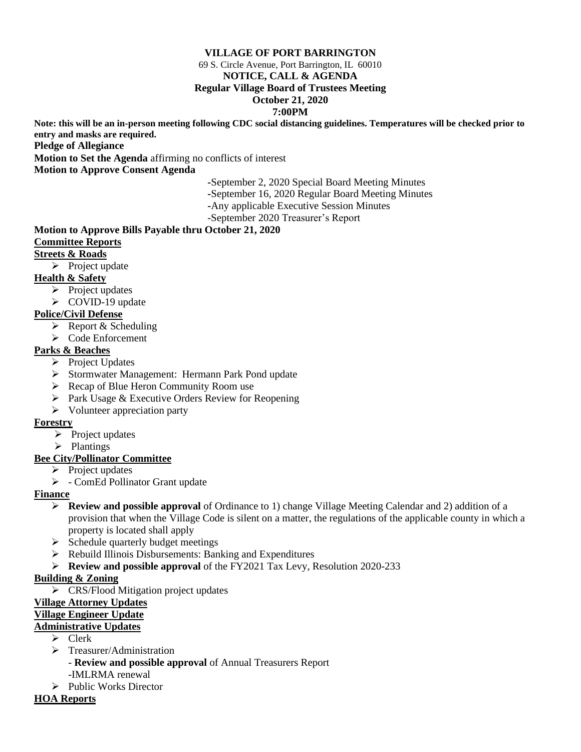**VILLAGE OF PORT BARRINGTON**

69 S. Circle Avenue, Port Barrington, IL 60010

**NOTICE, CALL & AGENDA**

**Regular Village Board of Trustees Meeting**

**October 21, 2020**

**7:00PM**

**Note: this will be an in-person meeting following CDC social distancing guidelines. Temperatures will be checked prior to entry and masks are required.**

**Pledge of Allegiance**

**Motion to Set the Agenda** affirming no conflicts of interest

**Motion to Approve Consent Agenda**

-September 2, 2020 Special Board Meeting Minutes
-September 16, 2020 Regular Board Meeting Minutes
-Any applicable Executive Session Minutes
-September 2020 Treasurer's Report

**Motion to Approve Bills Payable thru October 21, 2020**

**Committee Reports**

**Streets & Roads**

- Project update

**Health & Safety**

- Project updates
- COVID-19 update

**Police/Civil Defense**

- Report & Scheduling
- Code Enforcement

**Parks & Beaches**

- Project Updates
- Stormwater Management: Hermann Park Pond update
- Recap of Blue Heron Community Room use
- Park Usage & Executive Orders Review for Reopening
- Volunteer appreciation party

**Forestry**

- Project updates
- Plantings

**Bee City/Pollinator Committee**

- Project updates
- - ComEd Pollinator Grant update

**Finance**

- **Review and possible approval** of Ordinance to 1) change Village Meeting Calendar and 2) addition of a provision that when the Village Code is silent on a matter, the regulations of the applicable county in which a property is located shall apply
- Schedule quarterly budget meetings
- Rebuild Illinois Disbursements: Banking and Expenditures
- **Review and possible approval** of the FY2021 Tax Levy, Resolution 2020-233

**Building & Zoning**

- CRS/Flood Mitigation project updates

**Village Attorney Updates**

**Village Engineer Update**

**Administrative Updates**

- Clerk
- Treasurer/Administration
  - **Review and possible approval** of Annual Treasurers Report
  - IMLRMA renewal
- Public Works Director

**HOA Reports**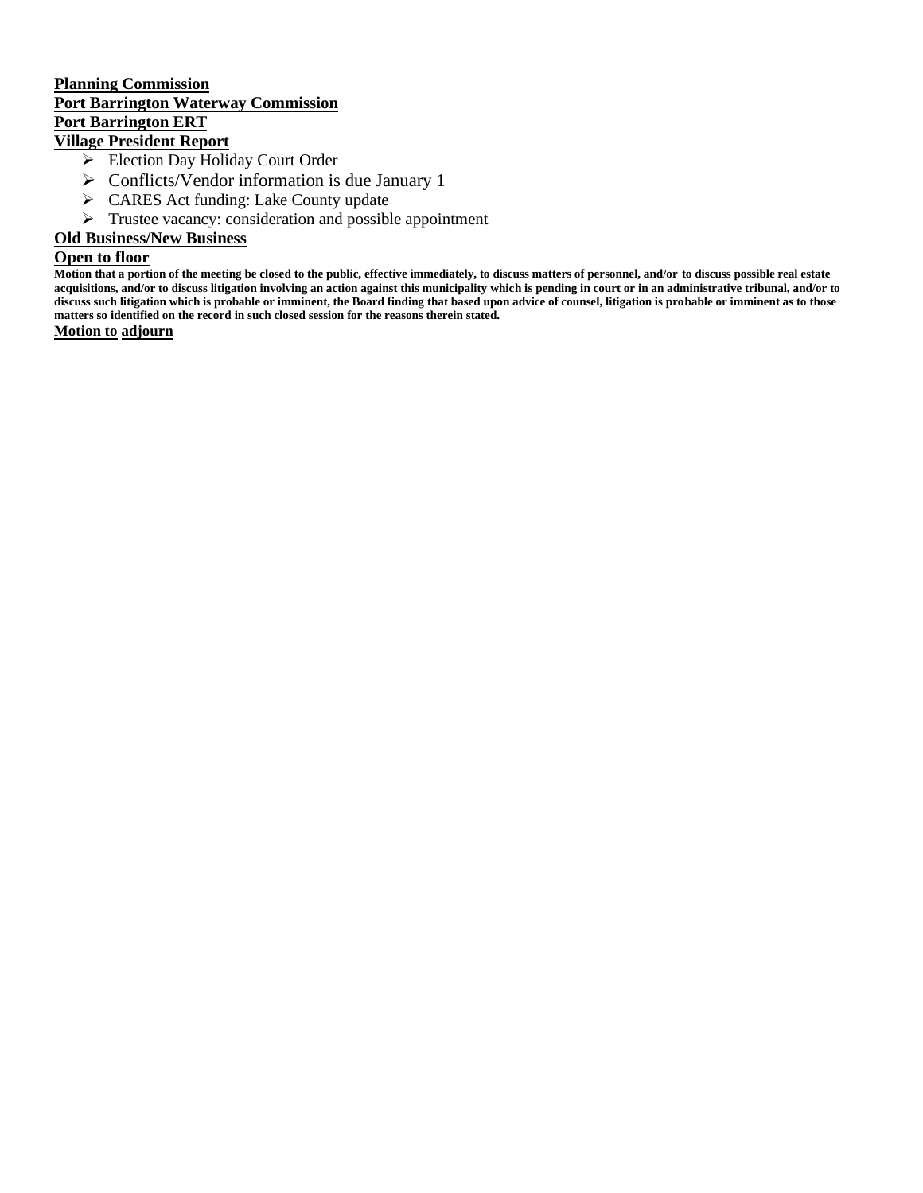**Planning Commission**

**Port Barrington Waterway Commission**

**Port Barrington ERT**

**Village President Report**

- Election Day Holiday Court Order
- Conflicts/Vendor information is due January 1
- CARES Act funding: Lake County update
- Trustee vacancy: consideration and possible appointment

**Old Business/New Business**

**Open to floor**

**Motion that a portion of the meeting be closed to the public, effective immediately, to discuss matters of personnel, and/or to discuss possible real estate acquisitions, and/or to discuss litigation involving an action against this municipality which is pending in court or in an administrative tribunal, and/or to discuss such litigation which is probable or imminent, the Board finding that based upon advice of counsel, litigation is probable or imminent as to those matters so identified on the record in such closed session for the reasons therein stated.**

**Motion to adjourn**